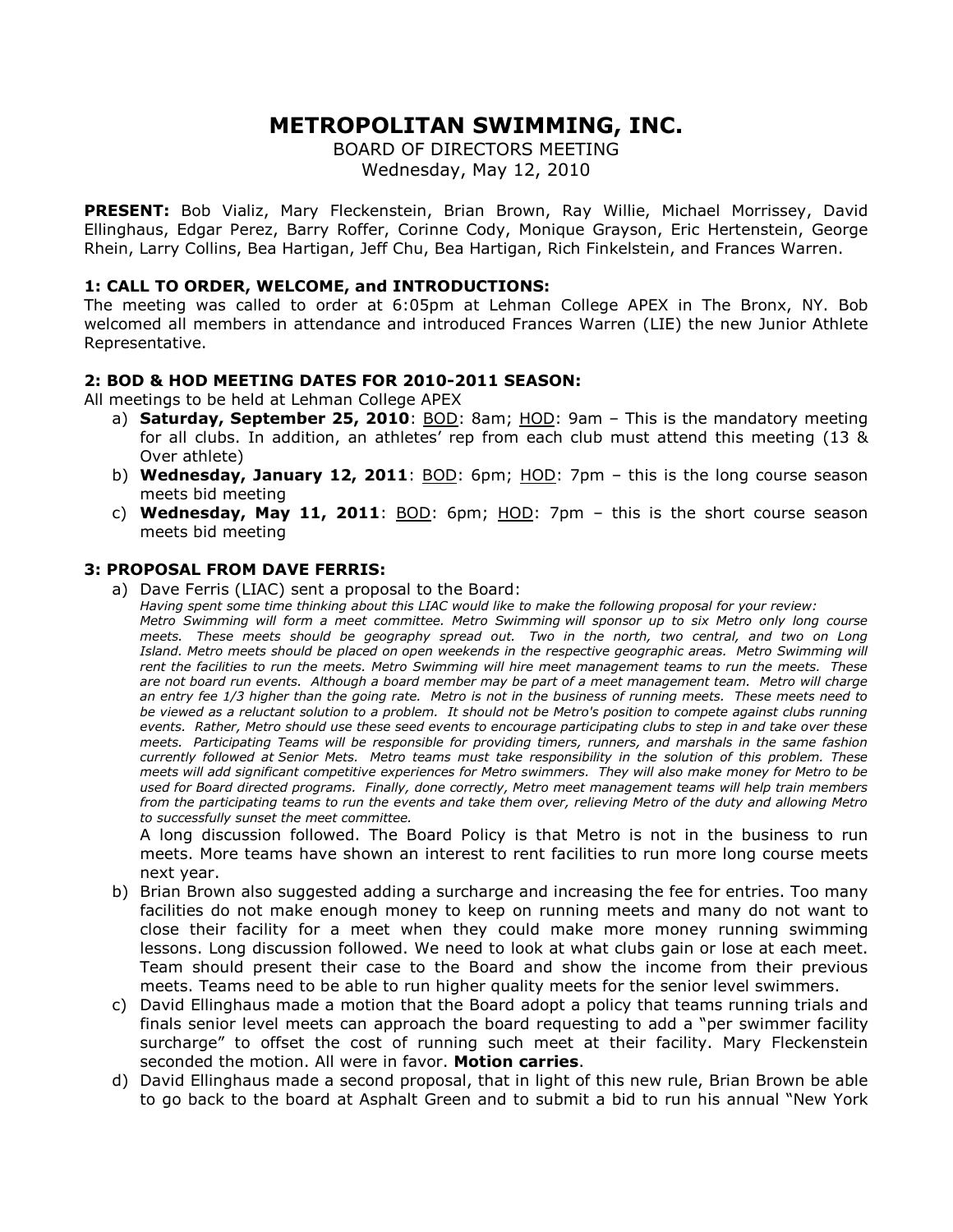# METROPOLITAN SWIMMING, INC.

BOARD OF DIRECTORS MEETING
Wednesday, May 12, 2010

**PRESENT:** Bob Vializ, Mary Fleckenstein, Brian Brown, Ray Willie, Michael Morrissey, David Ellinghaus, Edgar Perez, Barry Roffer, Corinne Cody, Monique Grayson, Eric Hertenstein, George Rhein, Larry Collins, Bea Hartigan, Jeff Chu, Bea Hartigan, Rich Finkelstein, and Frances Warren.

### 1: CALL TO ORDER, WELCOME, and INTRODUCTIONS:

The meeting was called to order at 6:05pm at Lehman College APEX in The Bronx, NY. Bob welcomed all members in attendance and introduced Frances Warren (LIE) the new Junior Athlete Representative.

### 2: BOD & HOD MEETING DATES FOR 2010-2011 SEASON:

All meetings to be held at Lehman College APEX

a) **Saturday, September 25, 2010**: BOD: 8am; HOD: 9am – This is the mandatory meeting for all clubs. In addition, an athletes' rep from each club must attend this meeting (13 & Over athlete)
b) **Wednesday, January 12, 2011**: BOD: 6pm; HOD: 7pm – this is the long course season meets bid meeting
c) **Wednesday, May 11, 2011**: BOD: 6pm; HOD: 7pm – this is the short course season meets bid meeting

### 3: PROPOSAL FROM DAVE FERRIS:

a) Dave Ferris (LIAC) sent a proposal to the Board:
*Having spent some time thinking about this LIAC would like to make the following proposal for your review: Metro Swimming will form a meet committee. Metro Swimming will sponsor up to six Metro only long course meets. These meets should be geography spread out. Two in the north, two central, and two on Long Island. Metro meets should be placed on open weekends in the respective geographic areas. Metro Swimming will rent the facilities to run the meets. Metro Swimming will hire meet management teams to run the meets. These are not board run events. Although a board member may be part of a meet management team. Metro will charge an entry fee 1/3 higher than the going rate. Metro is not in the business of running meets. These meets need to be viewed as a reluctant solution to a problem. It should not be Metro's position to compete against clubs running events. Rather, Metro should use these seed events to encourage participating clubs to step in and take over these meets. Participating Teams will be responsible for providing timers, runners, and marshals in the same fashion currently followed at Senior Mets. Metro teams must take responsibility in the solution of this problem. These meets will add significant competitive experiences for Metro swimmers. They will also make money for Metro to be used for Board directed programs. Finally, done correctly, Metro meet management teams will help train members from the participating teams to run the events and take them over, relieving Metro of the duty and allowing Metro to successfully sunset the meet committee.*
A long discussion followed. The Board Policy is that Metro is not in the business to run meets. More teams have shown an interest to rent facilities to run more long course meets next year.
b) Brian Brown also suggested adding a surcharge and increasing the fee for entries. Too many facilities do not make enough money to keep on running meets and many do not want to close their facility for a meet when they could make more money running swimming lessons. Long discussion followed. We need to look at what clubs gain or lose at each meet. Team should present their case to the Board and show the income from their previous meets. Teams need to be able to run higher quality meets for the senior level swimmers.
c) David Ellinghaus made a motion that the Board adopt a policy that teams running trials and finals senior level meets can approach the board requesting to add a "per swimmer facility surcharge" to offset the cost of running such meet at their facility. Mary Fleckenstein seconded the motion. All were in favor. **Motion carries**.
d) David Ellinghaus made a second proposal, that in light of this new rule, Brian Brown be able to go back to the board at Asphalt Green and to submit a bid to run his annual "New York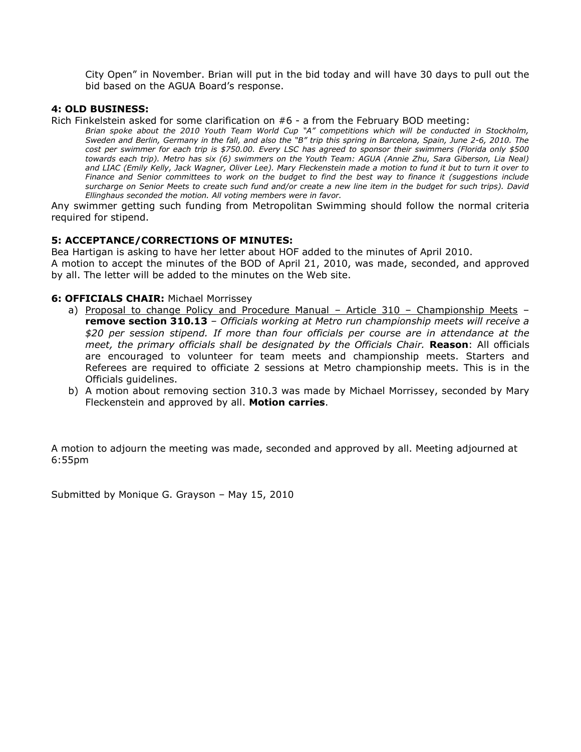City Open" in November. Brian will put in the bid today and will have 30 days to pull out the bid based on the AGUA Board's response.

**4: OLD BUSINESS:**

Rich Finkelstein asked for some clarification on #6 - a from the February BOD meeting:

> *Brian spoke about the 2010 Youth Team World Cup "A" competitions which will be conducted in Stockholm, Sweden and Berlin, Germany in the fall, and also the "B" trip this spring in Barcelona, Spain, June 2-6, 2010. The cost per swimmer for each trip is $750.00. Every LSC has agreed to sponsor their swimmers (Florida only $500 towards each trip). Metro has six (6) swimmers on the Youth Team: AGUA (Annie Zhu, Sara Giberson, Lia Neal) and LIAC (Emily Kelly, Jack Wagner, Oliver Lee). Mary Fleckenstein made a motion to fund it but to turn it over to Finance and Senior committees to work on the budget to find the best way to finance it (suggestions include surcharge on Senior Meets to create such fund and/or create a new line item in the budget for such trips). David Ellinghaus seconded the motion. All voting members were in favor.*

Any swimmer getting such funding from Metropolitan Swimming should follow the normal criteria required for stipend.

**5: ACCEPTANCE/CORRECTIONS OF MINUTES:**

Bea Hartigan is asking to have her letter about HOF added to the minutes of April 2010.

A motion to accept the minutes of the BOD of April 21, 2010, was made, seconded, and approved by all. The letter will be added to the minutes on the Web site.

**6: OFFICIALS CHAIR:** Michael Morrissey

a) Proposal to change Policy and Procedure Manual – Article 310 – Championship Meets – **remove section 310.13** – *Officials working at Metro run championship meets will receive a $20 per session stipend. If more than four officials per course are in attendance at the meet, the primary officials shall be designated by the Officials Chair.* **Reason**: All officials are encouraged to volunteer for team meets and championship meets. Starters and Referees are required to officiate 2 sessions at Metro championship meets. This is in the Officials guidelines.

b) A motion about removing section 310.3 was made by Michael Morrissey, seconded by Mary Fleckenstein and approved by all. **Motion carries**.

A motion to adjourn the meeting was made, seconded and approved by all. Meeting adjourned at 6:55pm

Submitted by Monique G. Grayson – May 15, 2010